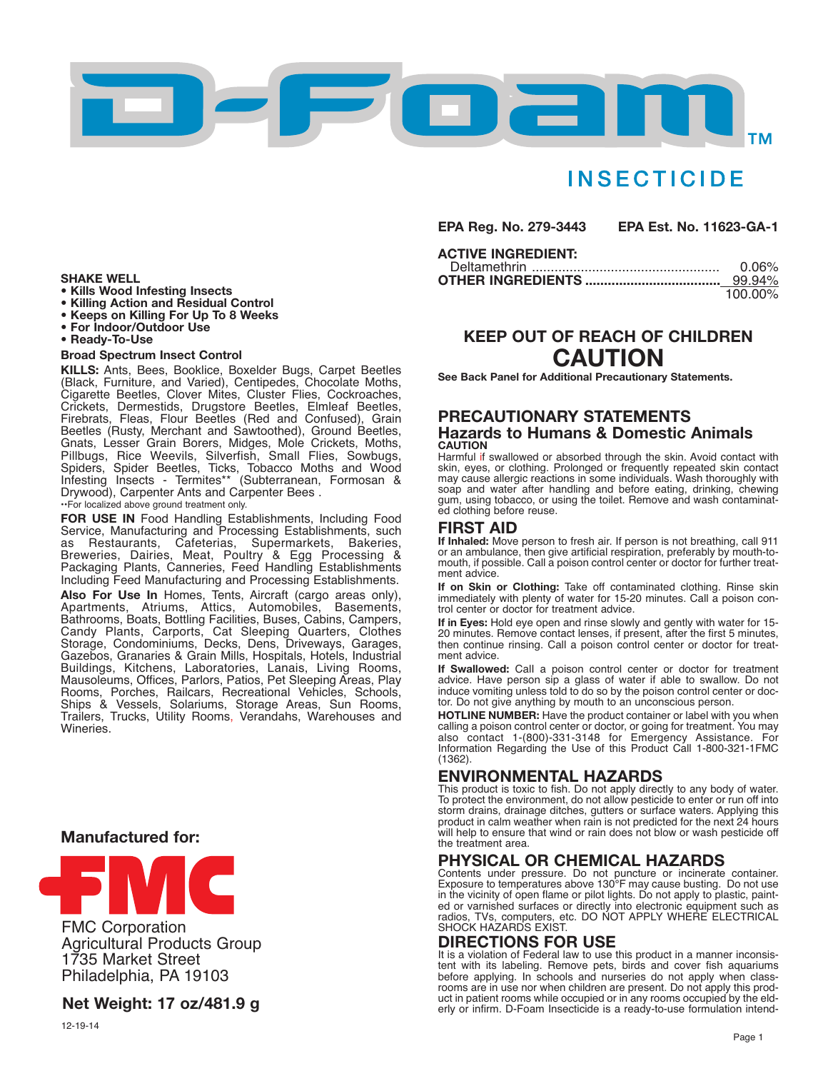# D-Foam™

## INSECTICIDE

**EPA Reg. No. 279-3443** **EPA Est. No. 11623-GA-1**

**ACTIVE INGREDIENT:**

| | |
|---|---|
| Deltamethrin | 0.06% |
| **OTHER INGREDIENTS** | 99.94% |
| | 100.00% |

**SHAKE WELL**

- **Kills Wood Infesting Insects**
- **Killing Action and Residual Control**
- **Keeps on Killing For Up To 8 Weeks**
- **For Indoor/Outdoor Use**
- **Ready-To-Use**

**Broad Spectrum Insect Control**

**KILLS:** Ants, Bees, Booklice, Boxelder Bugs, Carpet Beetles (Black, Furniture, and Varied), Centipedes, Chocolate Moths, Cigarette Beetles, Clover Mites, Cluster Flies, Cockroaches, Crickets, Dermestids, Drugstore Beetles, Elmleaf Beetles, Firebrats, Fleas, Flour Beetles (Red and Confused), Grain Beetles (Rusty, Merchant and Sawtoothed), Ground Beetles, Gnats, Lesser Grain Borers, Midges, Mole Crickets, Moths, Pillbugs, Rice Weevils, Silverfish, Small Flies, Sowbugs, Spiders, Spider Beetles, Ticks, Tobacco Moths and Wood Infesting Insects - Termites** (Subterranean, Formosan & Drywood), Carpenter Ants and Carpenter Bees .

**For localized above ground treatment only.

**FOR USE IN** Food Handling Establishments, Including Food Service, Manufacturing and Processing Establishments, such as Restaurants, Cafeterias, Supermarkets, Bakeries, Breweries, Dairies, Meat, Poultry & Egg Processing & Packaging Plants, Canneries, Feed Handling Establishments Including Feed Manufacturing and Processing Establishments.

**Also For Use In** Homes, Tents, Aircraft (cargo areas only), Apartments, Atriums, Attics, Automobiles, Basements, Bathrooms, Boats, Bottling Facilities, Buses, Cabins, Campers, Candy Plants, Carports, Cat Sleeping Quarters, Clothes Storage, Condominiums, Decks, Dens, Driveways, Garages, Gazebos, Granaries & Grain Mills, Hospitals, Hotels, Industrial Buildings, Kitchens, Laboratories, Lanais, Living Rooms, Mausoleums, Offices, Parlors, Patios, Pet Sleeping Areas, Play Rooms, Porches, Railcars, Recreational Vehicles, Schools, Ships & Vessels, Solariums, Storage Areas, Sun Rooms, Trailers, Trucks, Utility Rooms, Verandahs, Warehouses and Wineries.

**Manufactured for:**

FMC

FMC Corporation
Agricultural Products Group
1735 Market Street
Philadelphia, PA 19103

**Net Weight: 17 oz/481.9 g**

12-19-14

## KEEP OUT OF REACH OF CHILDREN

## CAUTION

**See Back Panel for Additional Precautionary Statements.**

## PRECAUTIONARY STATEMENTS

### Hazards to Humans & Domestic Animals

**CAUTION**

Harmful if swallowed or absorbed through the skin. Avoid contact with skin, eyes, or clothing. Prolonged or frequently repeated skin contact may cause allergic reactions in some individuals. Wash thoroughly with soap and water after handling and before eating, drinking, chewing gum, using tobacco, or using the toilet. Remove and wash contaminated clothing before reuse.

## FIRST AID

**If Inhaled:** Move person to fresh air. If person is not breathing, call 911 or an ambulance, then give artificial respiration, preferably by mouth-to-mouth, if possible. Call a poison control center or doctor for further treatment advice.

**If on Skin or Clothing:** Take off contaminated clothing. Rinse skin immediately with plenty of water for 15-20 minutes. Call a poison control center or doctor for treatment advice.

**If in Eyes:** Hold eye open and rinse slowly and gently with water for 15-20 minutes. Remove contact lenses, if present, after the first 5 minutes, then continue rinsing. Call a poison control center or doctor for treatment advice.

**If Swallowed:** Call a poison control center or doctor for treatment advice. Have person sip a glass of water if able to swallow. Do not induce vomiting unless told to do so by the poison control center or doctor. Do not give anything by mouth to an unconscious person.

**HOTLINE NUMBER:** Have the product container or label with you when calling a poison control center or doctor, or going for treatment. You may also contact 1-(800)-331-3148 for Emergency Assistance. For Information Regarding the Use of this Product Call 1-800-321-1FMC (1362).

## ENVIRONMENTAL HAZARDS

This product is toxic to fish. Do not apply directly to any body of water. To protect the environment, do not allow pesticide to enter or run off into storm drains, drainage ditches, gutters or surface waters. Applying this product in calm weather when rain is not predicted for the next 24 hours will help to ensure that wind or rain does not blow or wash pesticide off the treatment area.

## PHYSICAL OR CHEMICAL HAZARDS

Contents under pressure. Do not puncture or incinerate container. Exposure to temperatures above 130°F may cause busting. Do not use in the vicinity of open flame or pilot lights. Do not apply to plastic, painted or varnished surfaces or directly into electronic equipment such as radios, TVs, computers, etc. DO NOT APPLY WHERE ELECTRICAL SHOCK HAZARDS EXIST.

## DIRECTIONS FOR USE

It is a violation of Federal law to use this product in a manner inconsistent with its labeling. Remove pets, birds and cover fish aquariums before applying. In schools and nurseries do not apply when classrooms are in use nor when children are present. Do not apply this product in patient rooms while occupied or in any rooms occupied by the elderly or infirm. D-Foam Insecticide is a ready-to-use formulation intend-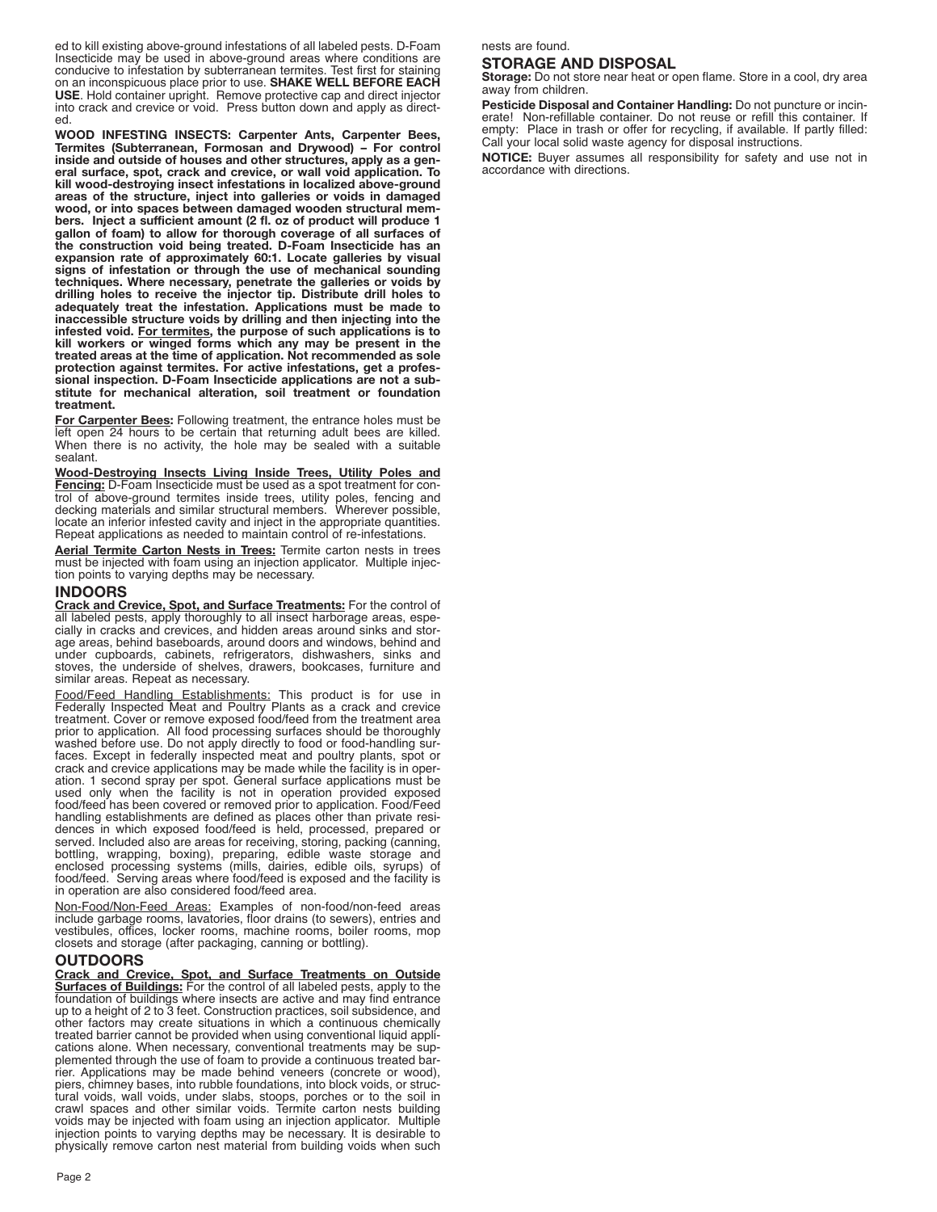ed to kill existing above-ground infestations of all labeled pests. D-Foam Insecticide may be used in above-ground areas where conditions are conducive to infestation by subterranean termites. Test first for staining on an inconspicuous place prior to use. **SHAKE WELL BEFORE EACH USE**. Hold container upright. Remove protective cap and direct injector into crack and crevice or void. Press button down and apply as directed.

**WOOD INFESTING INSECTS: Carpenter Ants, Carpenter Bees, Termites (Subterranean, Formosan and Drywood) – For control inside and outside of houses and other structures, apply as a general surface, spot, crack and crevice, or wall void application. To kill wood-destroying insect infestations in localized above-ground areas of the structure, inject into galleries or voids in damaged wood, or into spaces between damaged wooden structural members. Inject a sufficient amount (2 fl. oz of product will produce 1 gallon of foam) to allow for thorough coverage of all surfaces of the construction void being treated. D-Foam Insecticide has an expansion rate of approximately 60:1. Locate galleries by visual signs of infestation or through the use of mechanical sounding techniques. Where necessary, penetrate the galleries or voids by drilling holes to receive the injector tip. Distribute drill holes to adequately treat the infestation. Applications must be made to inaccessible structure voids by drilling and then injecting into the infested void. <u>For termites</u>, the purpose of such applications is to kill workers or winged forms which any may be present in the treated areas at the time of application. Not recommended as sole protection against termites. For active infestations, get a professional inspection. D-Foam Insecticide applications are not a substitute for mechanical alteration, soil treatment or foundation treatment.**

**<u>For Carpenter Bees:</u>** Following treatment, the entrance holes must be left open 24 hours to be certain that returning adult bees are killed. When there is no activity, the hole may be sealed with a suitable sealant.

**<u>Wood-Destroying Insects Living Inside Trees, Utility Poles and Fencing:</u>** D-Foam Insecticide must be used as a spot treatment for control of above-ground termites inside trees, utility poles, fencing and decking materials and similar structural members. Wherever possible, locate an inferior infested cavity and inject in the appropriate quantities. Repeat applications as needed to maintain control of re-infestations.

**<u>Aerial Termite Carton Nests in Trees:</u>** Termite carton nests in trees must be injected with foam using an injection applicator. Multiple injection points to varying depths may be necessary.

## INDOORS

**<u>Crack and Crevice, Spot, and Surface Treatments:</u>** For the control of all labeled pests, apply thoroughly to all insect harborage areas, especially in cracks and crevices, and hidden areas around sinks and storage areas, behind baseboards, around doors and windows, behind and under cupboards, cabinets, refrigerators, dishwashers, sinks and stoves, the underside of shelves, drawers, bookcases, furniture and similar areas. Repeat as necessary.

<u>Food/Feed Handling Establishments:</u> This product is for use in Federally Inspected Meat and Poultry Plants as a crack and crevice treatment. Cover or remove exposed food/feed from the treatment area prior to application. All food processing surfaces should be thoroughly washed before use. Do not apply directly to food or food-handling surfaces. Except in federally inspected meat and poultry plants, spot or crack and crevice applications may be made while the facility is in operation. 1 second spray per spot. General surface applications must be used only when the facility is not in operation provided exposed food/feed has been covered or removed prior to application. Food/Feed handling establishments are defined as places other than private residences in which exposed food/feed is held, processed, prepared or served. Included also are areas for receiving, storing, packing (canning, bottling, wrapping, boxing), preparing, edible waste storage and enclosed processing systems (mills, dairies, edible oils, syrups) of food/feed. Serving areas where food/feed is exposed and the facility is in operation are also considered food/feed area.

<u>Non-Food/Non-Feed Areas:</u> Examples of non-food/non-feed areas include garbage rooms, lavatories, floor drains (to sewers), entries and vestibules, offices, locker rooms, machine rooms, boiler rooms, mop closets and storage (after packaging, canning or bottling).

## OUTDOORS

**<u>Crack and Crevice, Spot, and Surface Treatments on Outside Surfaces of Buildings:</u>** For the control of all labeled pests, apply to the foundation of buildings where insects are active and may find entrance up to a height of 2 to 3 feet. Construction practices, soil subsidence, and other factors may create situations in which a continuous chemically treated barrier cannot be provided when using conventional liquid applications alone. When necessary, conventional treatments may be supplemented through the use of foam to provide a continuous treated barrier. Applications may be made behind veneers (concrete or wood), piers, chimney bases, into rubble foundations, into block voids, or structural voids, wall voids, under slabs, stoops, porches or to the soil in crawl spaces and other similar voids. Termite carton nests building voids may be injected with foam using an injection applicator. Multiple injection points to varying depths may be necessary. It is desirable to physically remove carton nest material from building voids when such nests are found.

## STORAGE AND DISPOSAL

**Storage:** Do not store near heat or open flame. Store in a cool, dry area away from children.

**Pesticide Disposal and Container Handling:** Do not puncture or incinerate! Non-refillable container. Do not reuse or refill this container. If empty: Place in trash or offer for recycling, if available. If partly filled: Call your local solid waste agency for disposal instructions.

**NOTICE:** Buyer assumes all responsibility for safety and use not in accordance with directions.